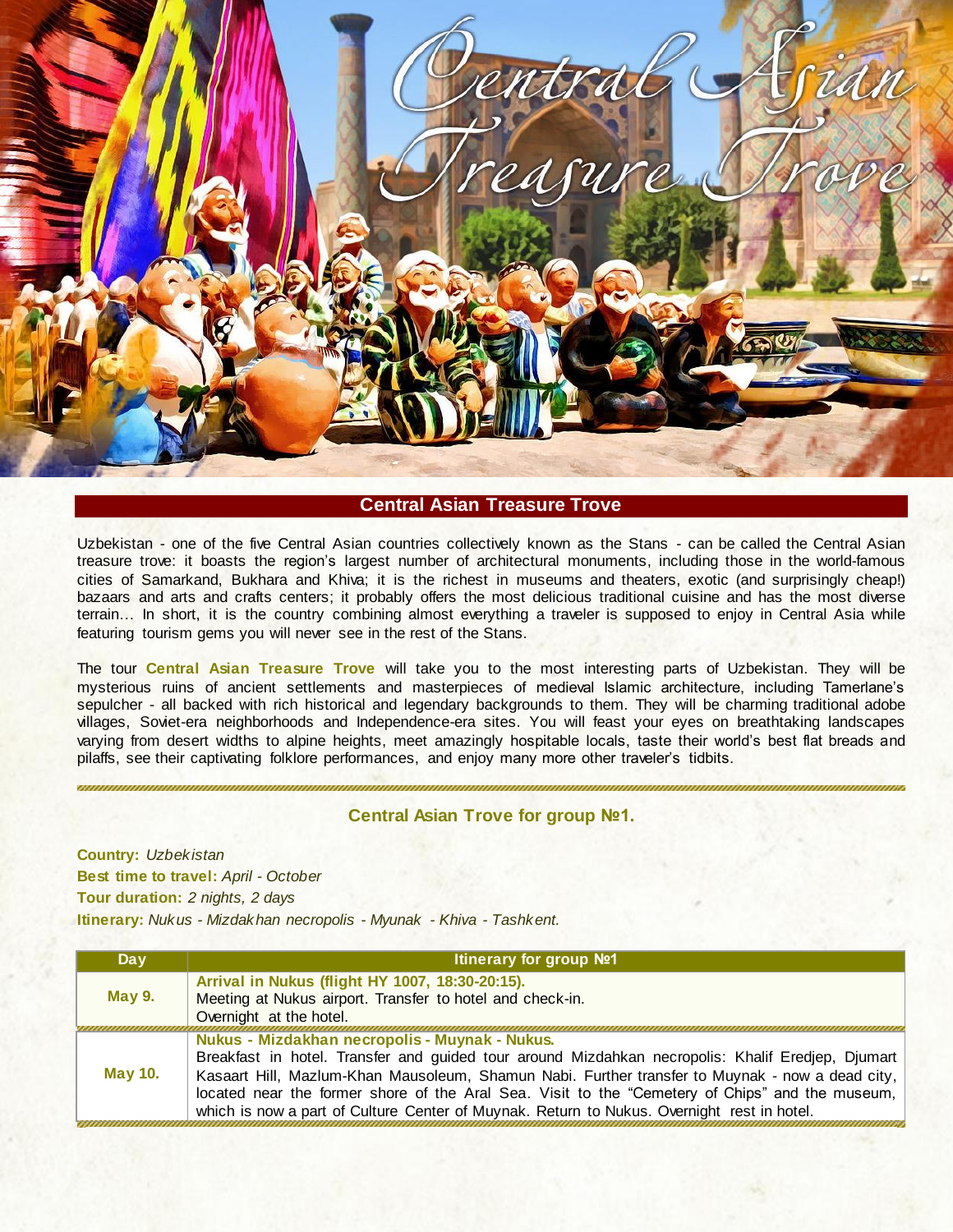# Central Asian Treasure Trove

## Central Asian Treasure Trove

Uzbekistan - one of the five Central Asian countries collectively known as the Stans - can be called the Central Asian treasure trove: it boasts the region's largest number of architectural monuments, including those in the world-famous cities of Samarkand, Bukhara and Khiva; it is the richest in museums and theaters, exotic (and surprisingly cheap!) bazaars and arts and crafts centers; it probably offers the most delicious traditional cuisine and has the most diverse terrain… In short, it is the country combining almost everything a traveler is supposed to enjoy in Central Asia while featuring tourism gems you will never see in the rest of the Stans.

The tour **Central Asian Treasure Trove** will take you to the most interesting parts of Uzbekistan. They will be mysterious ruins of ancient settlements and masterpieces of medieval Islamic architecture, including Tamerlane's sepulcher - all backed with rich historical and legendary backgrounds to them. They will be charming traditional adobe villages, Soviet-era neighborhoods and Independence-era sites. You will feast your eyes on breathtaking landscapes varying from desert widths to alpine heights, meet amazingly hospitable locals, taste their world's best flat breads and pilaffs, see their captivating folklore performances, and enjoy many more other traveler's tidbits.

### Central Asian Trove for group №1.

**Country:** *Uzbekistan*
**Best time to travel:** *April - October*
**Tour duration:** *2 nights, 2 days*
**Itinerary:** *Nukus - Mizdakhan necropolis - Myunak - Khiva - Tashkent.*

| Day | Itinerary for group №1 |
|---|---|
| **May 9.** | **Arrival in Nukus (flight HY 1007, 18:30-20:15).** Meeting at Nukus airport. Transfer to hotel and check-in. Overnight at the hotel. |
| **May 10.** | **Nukus - Mizdakhan necropolis - Muynak - Nukus.** Breakfast in hotel. Transfer and guided tour around Mizdahkan necropolis: Khalif Eredjep, Djumart Kasaart Hill, Mazlum-Khan Mausoleum, Shamun Nabi. Further transfer to Muynak - now a dead city, located near the former shore of the Aral Sea. Visit to the "Cemetery of Chips" and the museum, which is now a part of Culture Center of Muynak. Return to Nukus. Overnight rest in hotel. |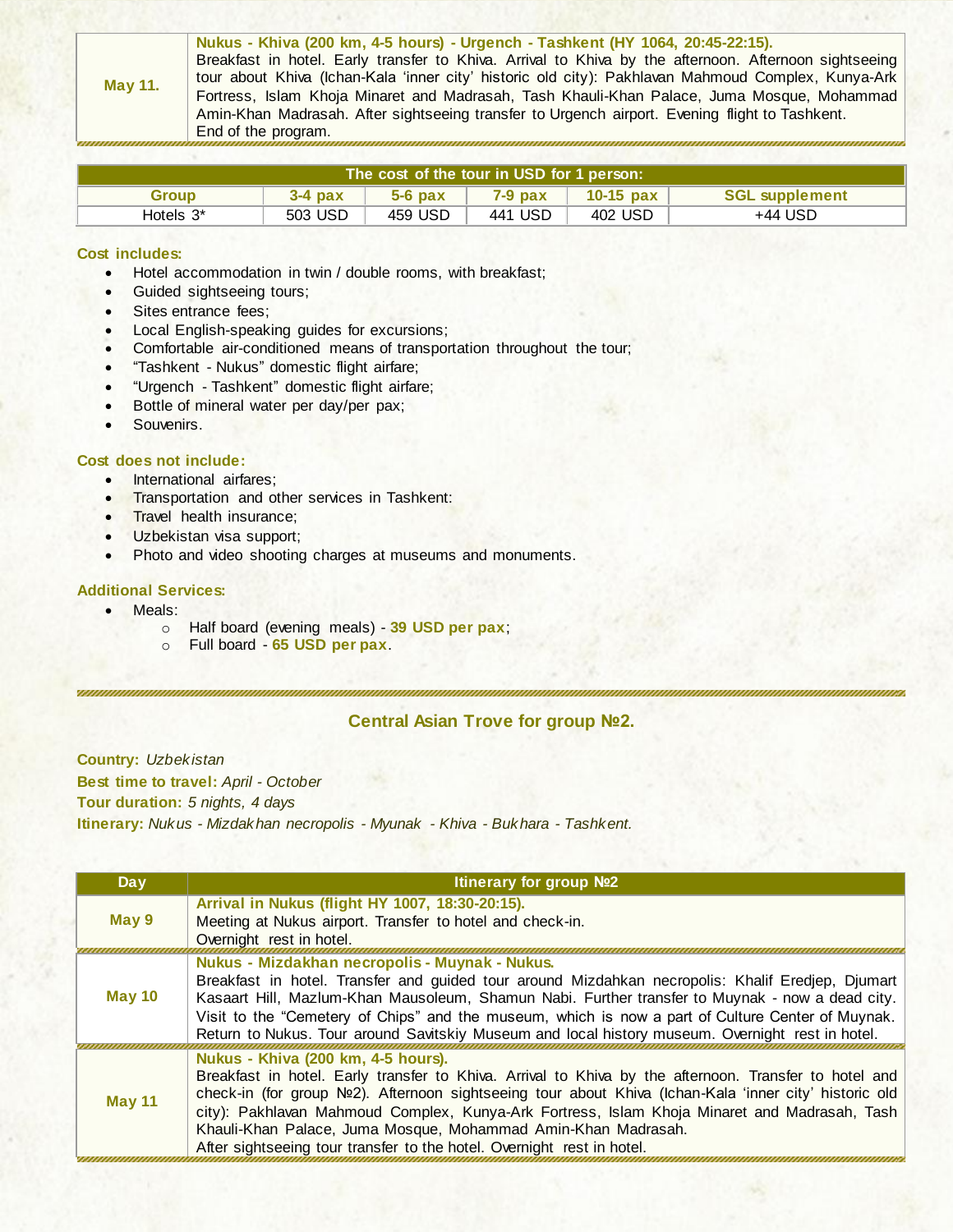| May 11. | **Nukus - Khiva (200 km, 4-5 hours) - Urgench - Tashkent (HY 1064, 20:45-22:15).** Breakfast in hotel. Early transfer to Khiva. Arrival to Khiva by the afternoon. Afternoon sightseeing tour about Khiva (Ichan-Kala 'inner city' historic old city): Pakhlavan Mahmoud Complex, Kunya-Ark Fortress, Islam Khoja Minaret and Madrasah, Tash Khauli-Khan Palace, Juma Mosque, Mohammad Amin-Khan Madrasah. After sightseeing transfer to Urgench airport. Evening flight to Tashkent. End of the program. |
|---|---|

| The cost of the tour in USD for 1 person: | | | | | |
|---|---|---|---|---|---|
| **Group** | **3-4 pax** | **5-6 pax** | **7-9 pax** | **10-15 pax** | **SGL supplement** |
| Hotels 3* | 503 USD | 459 USD | 441 USD | 402 USD | +44 USD |

**Cost includes:**

- Hotel accommodation in twin / double rooms, with breakfast;
- Guided sightseeing tours;
- Sites entrance fees;
- Local English-speaking guides for excursions;
- Comfortable air-conditioned means of transportation throughout the tour;
- "Tashkent - Nukus" domestic flight airfare;
- "Urgench - Tashkent" domestic flight airfare;
- Bottle of mineral water per day/per pax;
- Souvenirs.

**Cost does not include:**

- International airfares;
- Transportation and other services in Tashkent:
- Travel health insurance;
- Uzbekistan visa support;
- Photo and video shooting charges at museums and monuments.

**Additional Services:**

- Meals:
  - Half board (evening meals) - **39 USD per pax**;
  - Full board - **65 USD per pax**.

## Central Asian Trove for group №2.

**Country:** *Uzbekistan*
**Best time to travel:** *April - October*
**Tour duration:** *5 nights, 4 days*
**Itinerary:** *Nukus - Mizdakhan necropolis - Myunak - Khiva - Bukhara - Tashkent.*

| Day | Itinerary for group №2 |
|---|---|
| May 9 | **Arrival in Nukus (flight HY 1007, 18:30-20:15).** Meeting at Nukus airport. Transfer to hotel and check-in. Overnight rest in hotel. |
| May 10 | **Nukus - Mizdakhan necropolis - Muynak - Nukus.** Breakfast in hotel. Transfer and guided tour around Mizdahkan necropolis: Khalif Eredjep, Djumart Kasaart Hill, Mazlum-Khan Mausoleum, Shamun Nabi. Further transfer to Muynak - now a dead city. Visit to the "Cemetery of Chips" and the museum, which is now a part of Culture Center of Muynak. Return to Nukus. Tour around Savitskiy Museum and local history museum. Overnight rest in hotel. |
| May 11 | **Nukus - Khiva (200 km, 4-5 hours).** Breakfast in hotel. Early transfer to Khiva. Arrival to Khiva by the afternoon. Transfer to hotel and check-in (for group №2). Afternoon sightseeing tour about Khiva (Ichan-Kala 'inner city' historic old city): Pakhlavan Mahmoud Complex, Kunya-Ark Fortress, Islam Khoja Minaret and Madrasah, Tash Khauli-Khan Palace, Juma Mosque, Mohammad Amin-Khan Madrasah. After sightseeing tour transfer to the hotel. Overnight rest in hotel. |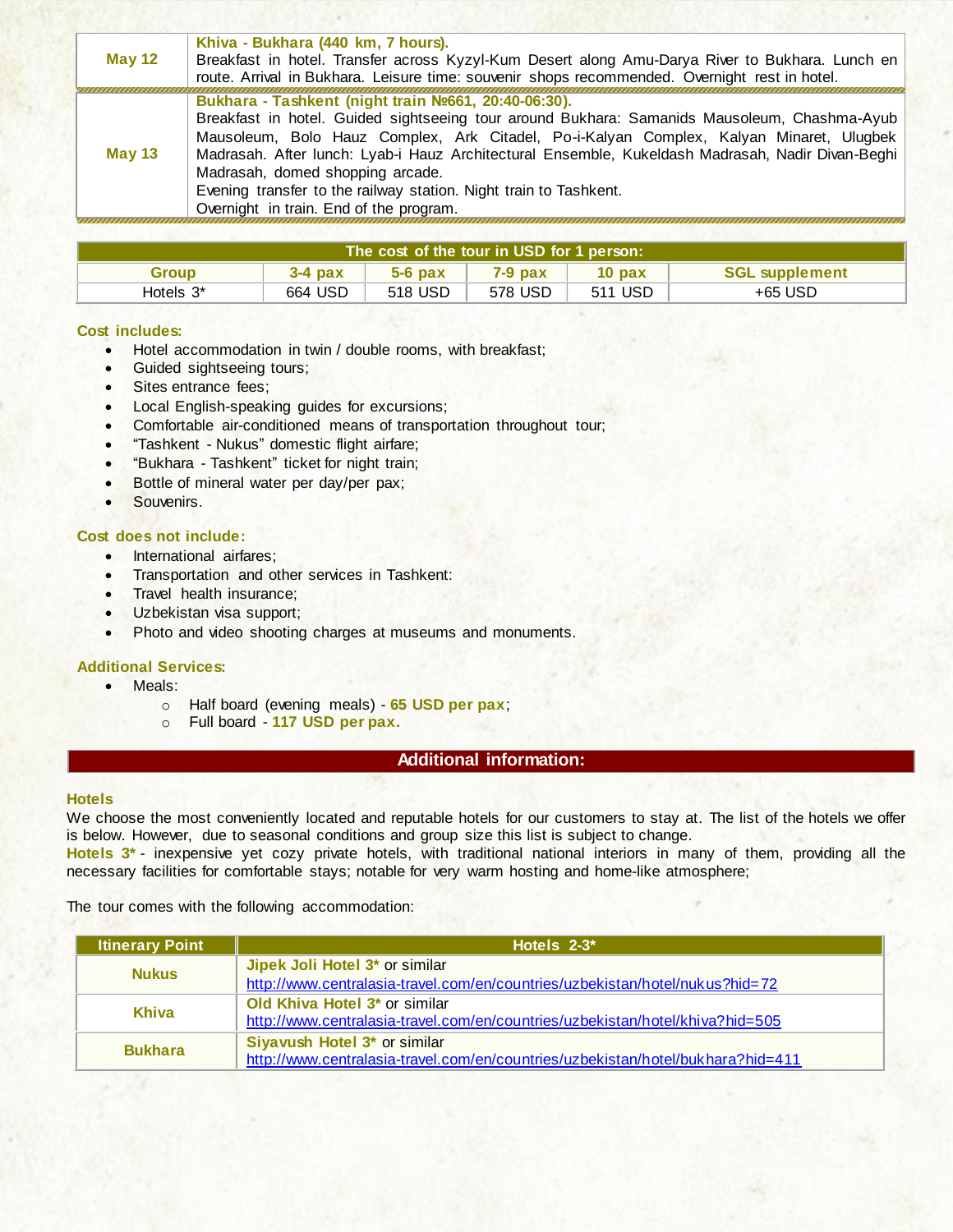| | |
|---|---|
| **May 12** | **Khiva - Bukhara (440 km, 7 hours).** Breakfast in hotel. Transfer across Kyzyl-Kum Desert along Amu-Darya River to Bukhara. Lunch en route. Arrival in Bukhara. Leisure time: souvenir shops recommended. Overnight rest in hotel. |
| **May 13** | **Bukhara - Tashkent (night train №661, 20:40-06:30).** Breakfast in hotel. Guided sightseeing tour around Bukhara: Samanids Mausoleum, Chashma-Ayub Mausoleum, Bolo Hauz Complex, Ark Citadel, Po-i-Kalyan Complex, Kalyan Minaret, Ulugbek Madrasah. After lunch: Lyab-i Hauz Architectural Ensemble, Kukeldash Madrasah, Nadir Divan-Beghi Madrasah, domed shopping arcade. Evening transfer to the railway station. Night train to Tashkent. Overnight in train. End of the program. |

| The cost of the tour in USD for 1 person: | | | | | |
|---|---|---|---|---|---|
| **Group** | **3-4 pax** | **5-6 pax** | **7-9 pax** | **10 pax** | **SGL supplement** |
| Hotels 3* | 664 USD | 518 USD | 578 USD | 511 USD | +65 USD |

**Cost includes:**

- Hotel accommodation in twin / double rooms, with breakfast;
- Guided sightseeing tours;
- Sites entrance fees;
- Local English-speaking guides for excursions;
- Comfortable air-conditioned means of transportation throughout tour;
- "Tashkent - Nukus" domestic flight airfare;
- "Bukhara - Tashkent" ticket for night train;
- Bottle of mineral water per day/per pax;
- Souvenirs.

**Cost does not include:**

- International airfares;
- Transportation and other services in Tashkent:
- Travel health insurance;
- Uzbekistan visa support;
- Photo and video shooting charges at museums and monuments.

**Additional Services:**

- Meals:
  - Half board (evening meals) - **65 USD per pax**;
  - Full board - **117 USD per pax.**

## Additional information:

**Hotels**

We choose the most conveniently located and reputable hotels for our customers to stay at. The list of the hotels we offer is below. However, due to seasonal conditions and group size this list is subject to change.

**Hotels 3*** - inexpensive yet cozy private hotels, with traditional national interiors in many of them, providing all the necessary facilities for comfortable stays; notable for very warm hosting and home-like atmosphere;

The tour comes with the following accommodation:

| Itinerary Point | Hotels 2-3* |
|---|---|
| **Nukus** | **Jipek Joli Hotel 3*** or similar http://www.centralasia-travel.com/en/countries/uzbekistan/hotel/nukus?hid=72 |
| **Khiva** | **Old Khiva Hotel 3*** or similar http://www.centralasia-travel.com/en/countries/uzbekistan/hotel/khiva?hid=505 |
| **Bukhara** | **Siyavush Hotel 3*** or similar http://www.centralasia-travel.com/en/countries/uzbekistan/hotel/bukhara?hid=411 |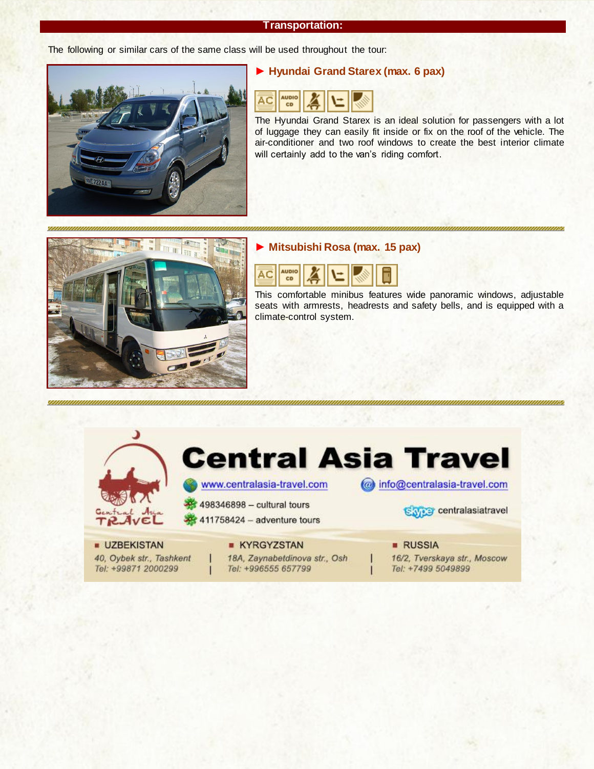## Transportation:

The following or similar cars of the same class will be used throughout the tour:

### ► Hyundai Grand Starex (max. 6 pax)

AC | AUDIO CD

The Hyundai Grand Starex is an ideal solution for passengers with a lot of luggage they can easily fit inside or fix on the roof of the vehicle. The air-conditioner and two roof windows to create the best interior climate will certainly add to the van's riding comfort.

### ► Mitsubishi Rosa (max. 15 pax)

AC | AUDIO CD

This comfortable minibus features wide panoramic windows, adjustable seats with armrests, headrests and safety bells, and is equipped with a climate-control system.

# Central Asia Travel

www.centralasia-travel.com

info@centralasia-travel.com

498346898 – cultural tours

411758424 – adventure tours

skype centralasiatravel

**UZBEKISTAN**
40, Oybek str., Tashkent
Tel: +99871 2000299

**KYRGYZSTAN**
18A, Zaynabetdinova str., Osh
Tel: +996555 657799

**RUSSIA**
16/2, Tverskaya str., Moscow
Tel: +7499 5049899